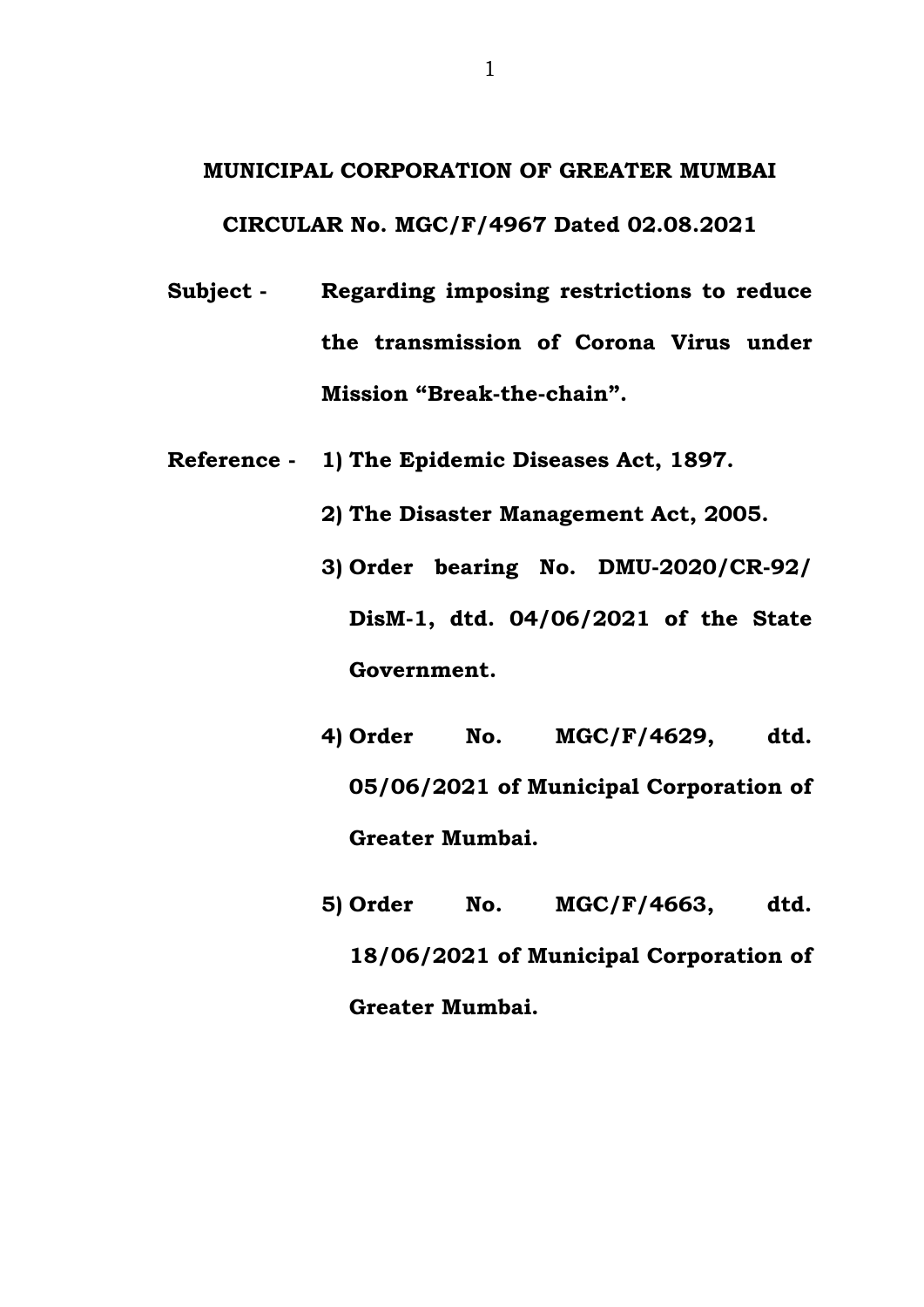# MUNICIPAL CORPORATION OF GREATER MUMBAI

## CIRCULAR No. MGC/F/4967 Dated 02.08.2021

**Subject -** **Regarding imposing restrictions to reduce the transmission of Corona Virus under Mission "Break-the-chain".**

**Reference -**

1. **The Epidemic Diseases Act, 1897.**
2. **The Disaster Management Act, 2005.**
3. **Order bearing No. DMU-2020/CR-92/DisM-1, dtd. 04/06/2021 of the State Government.**
4. **Order No. MGC/F/4629, dtd. 05/06/2021 of Municipal Corporation of Greater Mumbai.**
5. **Order No. MGC/F/4663, dtd. 18/06/2021 of Municipal Corporation of Greater Mumbai.**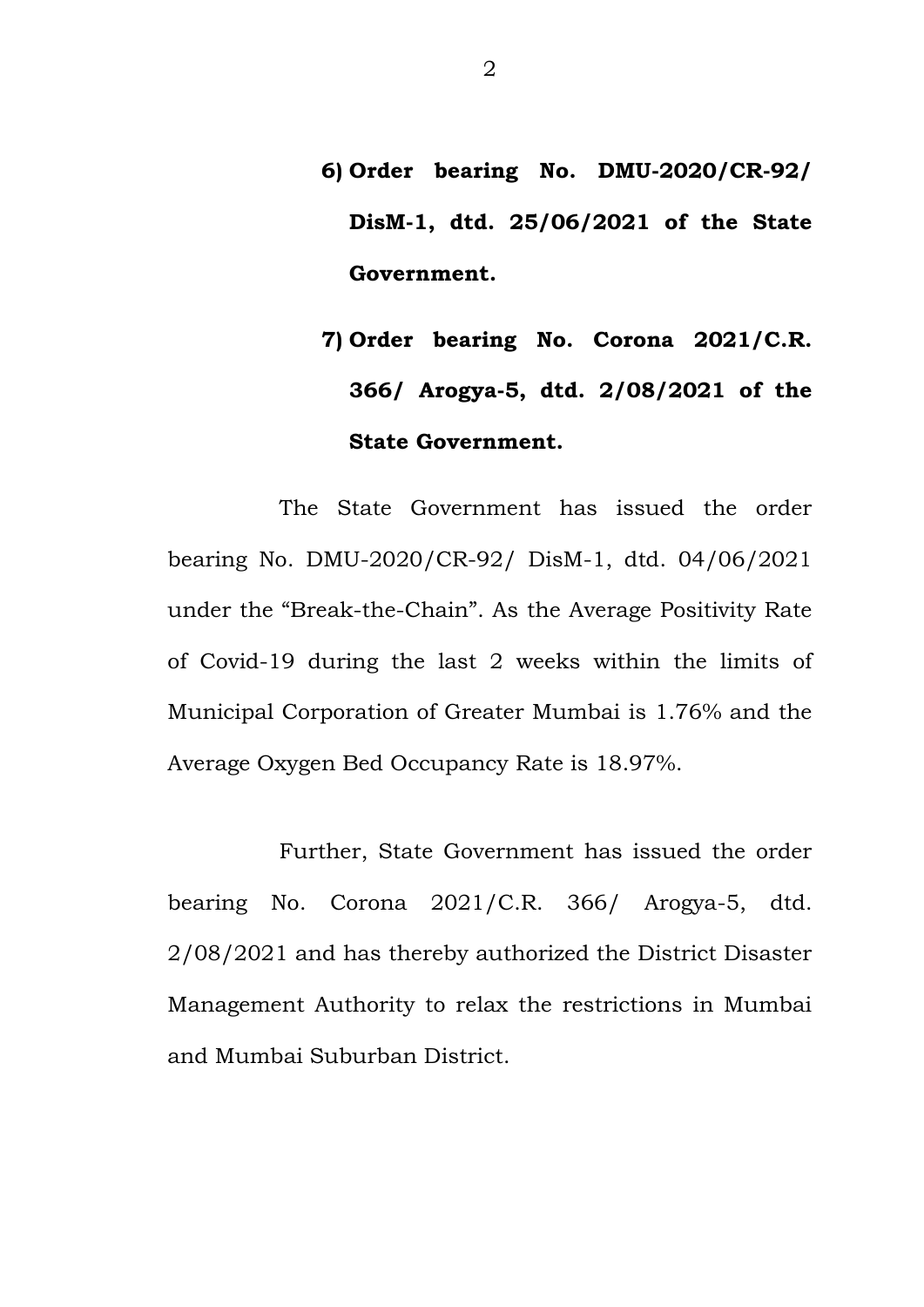6) **Order bearing No. DMU-2020/CR-92/ DisM-1, dtd. 25/06/2021 of the State Government.**

7) **Order bearing No. Corona 2021/C.R. 366/ Arogya-5, dtd. 2/08/2021 of the State Government.**

The State Government has issued the order bearing No. DMU-2020/CR-92/ DisM-1, dtd. 04/06/2021 under the "Break-the-Chain". As the Average Positivity Rate of Covid-19 during the last 2 weeks within the limits of Municipal Corporation of Greater Mumbai is 1.76% and the Average Oxygen Bed Occupancy Rate is 18.97%.

Further, State Government has issued the order bearing No. Corona 2021/C.R. 366/ Arogya-5, dtd. 2/08/2021 and has thereby authorized the District Disaster Management Authority to relax the restrictions in Mumbai and Mumbai Suburban District.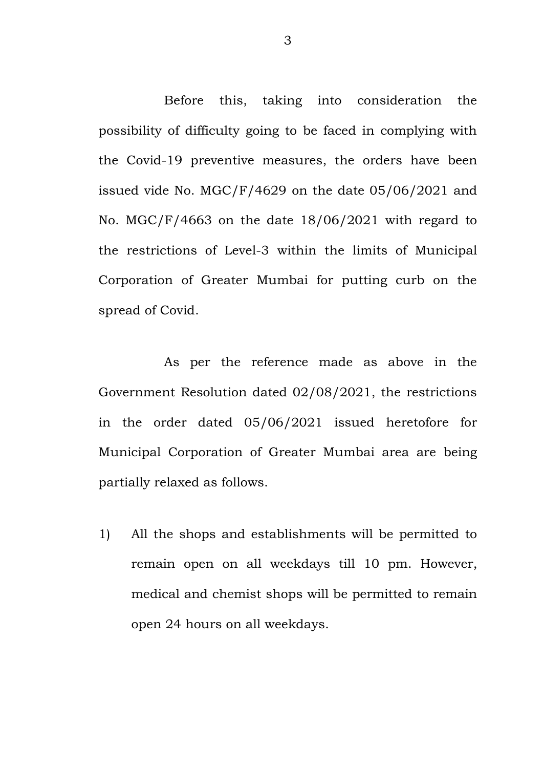Before this, taking into consideration the possibility of difficulty going to be faced in complying with the Covid-19 preventive measures, the orders have been issued vide No. MGC/F/4629 on the date 05/06/2021 and No. MGC/F/4663 on the date 18/06/2021 with regard to the restrictions of Level-3 within the limits of Municipal Corporation of Greater Mumbai for putting curb on the spread of Covid.

As per the reference made as above in the Government Resolution dated 02/08/2021, the restrictions in the order dated 05/06/2021 issued heretofore for Municipal Corporation of Greater Mumbai area are being partially relaxed as follows.

1) All the shops and establishments will be permitted to remain open on all weekdays till 10 pm. However, medical and chemist shops will be permitted to remain open 24 hours on all weekdays.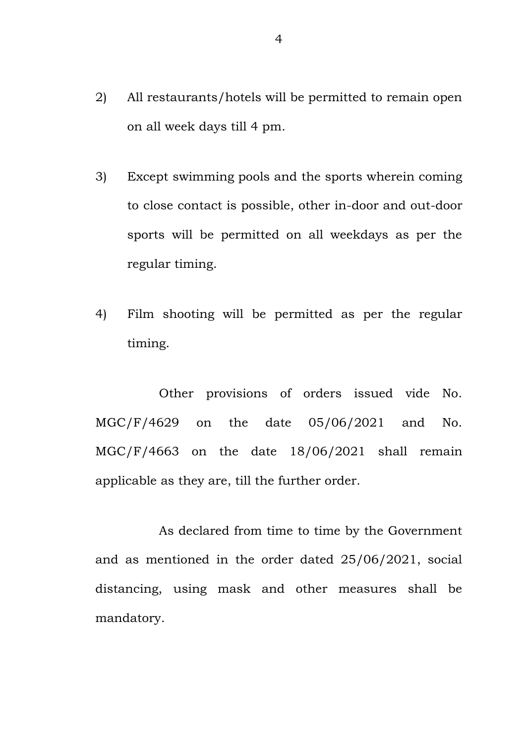2) All restaurants/hotels will be permitted to remain open on all week days till 4 pm.

3) Except swimming pools and the sports wherein coming to close contact is possible, other in-door and out-door sports will be permitted on all weekdays as per the regular timing.

4) Film shooting will be permitted as per the regular timing.

Other provisions of orders issued vide No. MGC/F/4629 on the date 05/06/2021 and No. MGC/F/4663 on the date 18/06/2021 shall remain applicable as they are, till the further order.

As declared from time to time by the Government and as mentioned in the order dated 25/06/2021, social distancing, using mask and other measures shall be mandatory.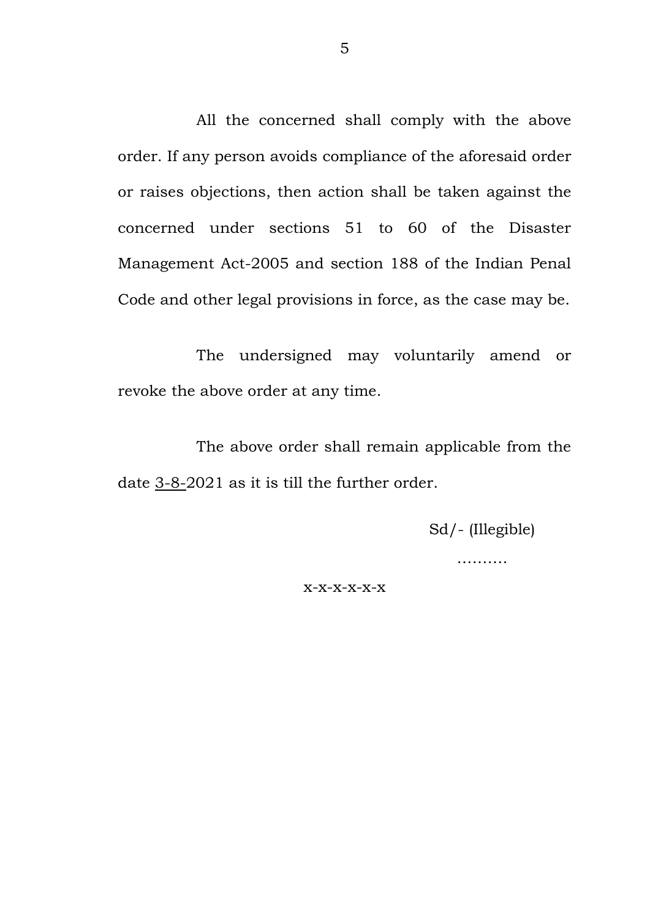All the concerned shall comply with the above order. If any person avoids compliance of the aforesaid order or raises objections, then action shall be taken against the concerned under sections 51 to 60 of the Disaster Management Act-2005 and section 188 of the Indian Penal Code and other legal provisions in force, as the case may be.

The undersigned may voluntarily amend or revoke the above order at any time.

The above order shall remain applicable from the date <u>3-8-</u>2021 as it is till the further order.

Sd/- (Illegible)

……….

x-x-x-x-x-x